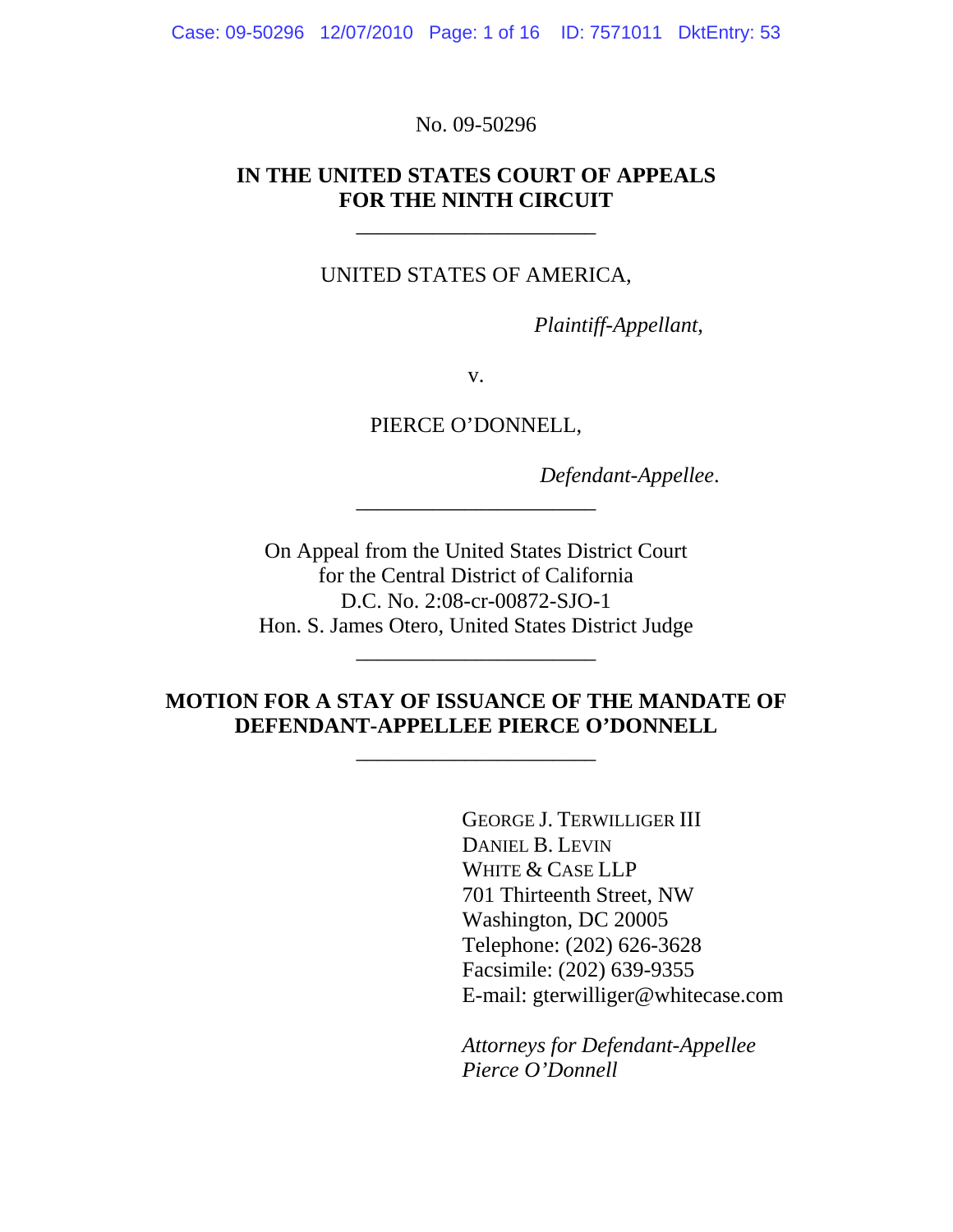No. 09-50296

**IN THE UNITED STATES COURT OF APPEALS**
**FOR THE NINTH CIRCUIT**

______________________

UNITED STATES OF AMERICA,

*Plaintiff-Appellant*,

v.

PIERCE O'DONNELL,

*Defendant-Appellee*.

______________________

On Appeal from the United States District Court
for the Central District of California
D.C. No. 2:08-cr-00872-SJO-1
Hon. S. James Otero, United States District Judge

______________________

**MOTION FOR A STAY OF ISSUANCE OF THE MANDATE OF DEFENDANT-APPELLEE PIERCE O'DONNELL**

______________________

GEORGE J. TERWILLIGER III
DANIEL B. LEVIN
WHITE & CASE LLP
701 Thirteenth Street, NW
Washington, DC 20005
Telephone: (202) 626-3628
Facsimile: (202) 639-9355
E-mail: gterwilliger@whitecase.com

*Attorneys for Defendant-Appellee Pierce O'Donnell*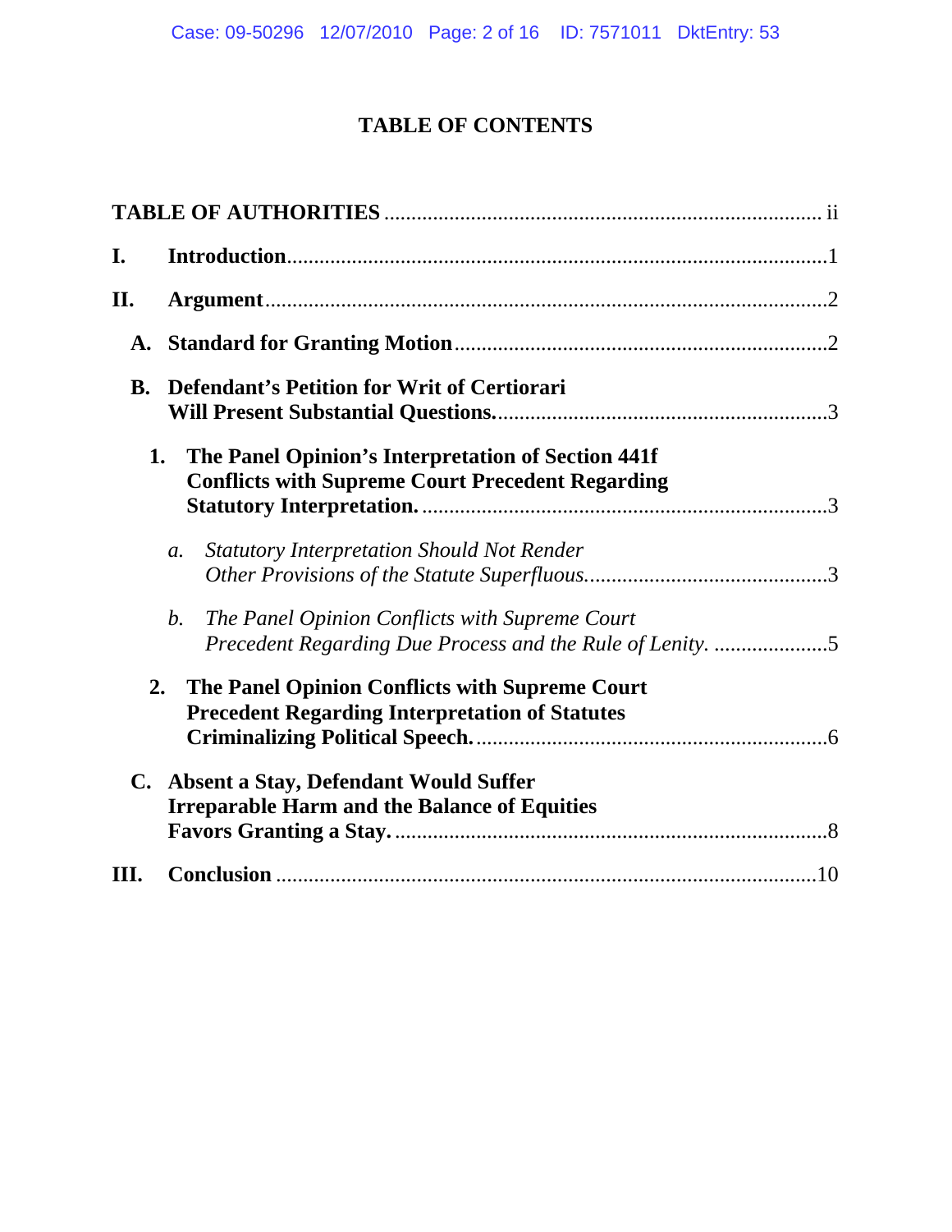# TABLE OF CONTENTS

**TABLE OF AUTHORITIES** ................................................................................ ii

**I. Introduction**..................................................................................................1

**II. Argument**.....................................................................................................2

**A. Standard for Granting Motion**...................................................................2

**B. Defendant's Petition for Writ of Certiorari Will Present Substantial Questions.**............................................................3

**1. The Panel Opinion's Interpretation of Section 441f Conflicts with Supreme Court Precedent Regarding Statutory Interpretation.** .........................................................................3

*a. Statutory Interpretation Should Not Render Other Provisions of the Statute Superfluous.*............................................3

*b. The Panel Opinion Conflicts with Supreme Court Precedent Regarding Due Process and the Rule of Lenity.* .....................5

**2. The Panel Opinion Conflicts with Supreme Court Precedent Regarding Interpretation of Statutes Criminalizing Political Speech.**.................................................................6

**C. Absent a Stay, Defendant Would Suffer Irreparable Harm and the Balance of Equities Favors Granting a Stay.** ................................................................................8

**III. Conclusion** ..................................................................................................10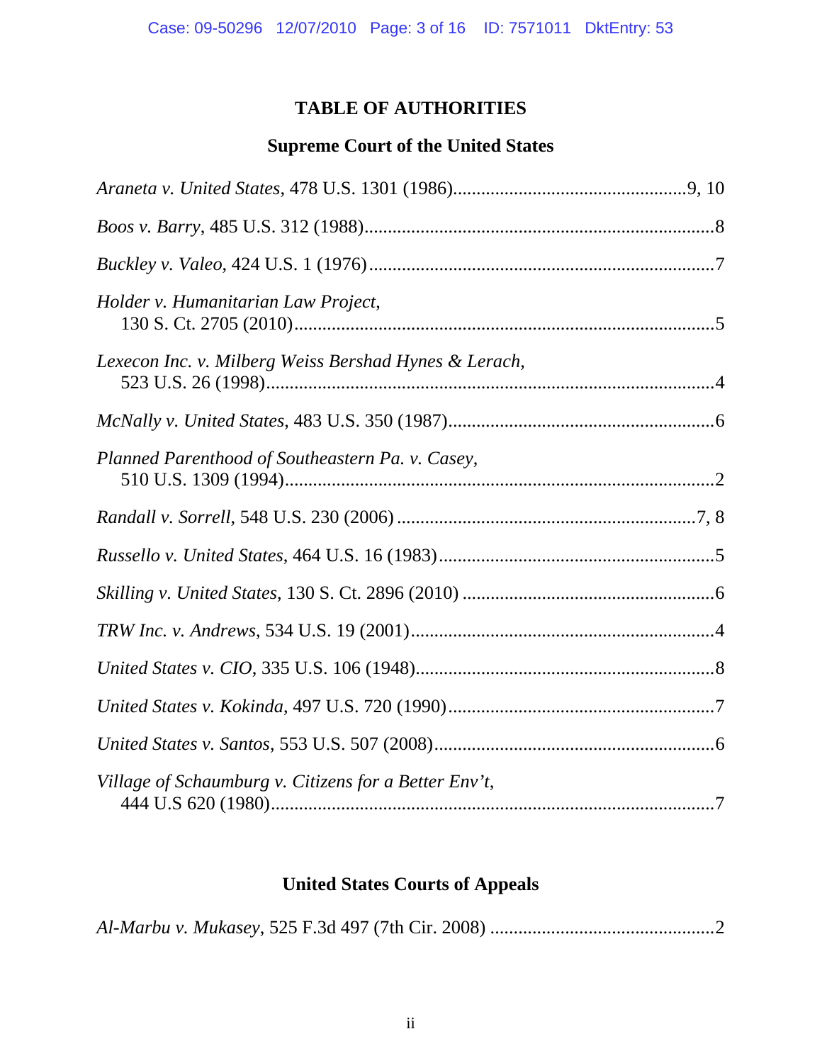# TABLE OF AUTHORITIES

## Supreme Court of the United States

*Araneta v. United States*, 478 U.S. 1301 (1986)....................................................9, 10

*Boos v. Barry*, 485 U.S. 312 (1988)...........................................................................8

*Buckley v. Valeo*, 424 U.S. 1 (1976)..........................................................................7

*Holder v. Humanitarian Law Project*,
   130 S. Ct. 2705 (2010)...........................................................................................5

*Lexecon Inc. v. Milberg Weiss Bershad Hynes & Lerach*,
   523 U.S. 26 (1998).................................................................................................4

*McNally v. United States*, 483 U.S. 350 (1987)..........................................................6

*Planned Parenthood of Southeastern Pa. v. Casey*,
   510 U.S. 1309 (1994).............................................................................................2

*Randall v. Sorrell*, 548 U.S. 230 (2006) .................................................................7, 8

*Russello v. United States*, 464 U.S. 16 (1983)............................................................5

*Skilling v. United States*, 130 S. Ct. 2896 (2010) ......................................................6

*TRW Inc. v. Andrews*, 534 U.S. 19 (2001)..................................................................4

*United States v. CIO*, 335 U.S. 106 (1948).................................................................8

*United States v. Kokinda*, 497 U.S. 720 (1990)..........................................................7

*United States v. Santos*, 553 U.S. 507 (2008)..............................................................6

*Village of Schaumburg v. Citizens for a Better Env't*,
   444 U.S 620 (1980)................................................................................................7

## United States Courts of Appeals

*Al-Marbu v. Mukasey*, 525 F.3d 497 (7th Cir. 2008) .................................................2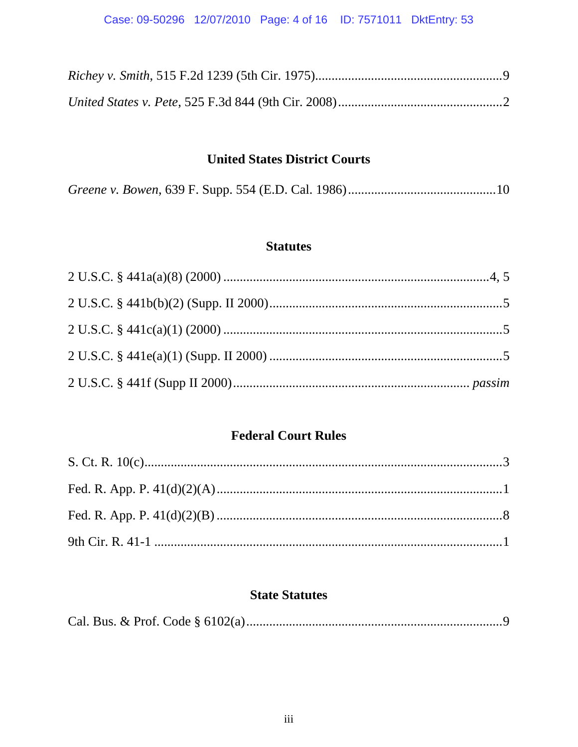*Richey v. Smith*, 515 F.2d 1239 (5th Cir. 1975)........................................................9

*United States v. Pete*, 525 F.3d 844 (9th Cir. 2008)..................................................2

## United States District Courts

*Greene v. Bowen*, 639 F. Supp. 554 (E.D. Cal. 1986).............................................10

## Statutes

2 U.S.C. § 441a(a)(8) (2000) .................................................................................4, 5

2 U.S.C. § 441b(b)(2) (Supp. II 2000).......................................................................5

2 U.S.C. § 441c(a)(1) (2000) .....................................................................................5

2 U.S.C. § 441e(a)(1) (Supp. II 2000) ......................................................................5

2 U.S.C. § 441f (Supp II 2000)...................................................................... *passim*

## Federal Court Rules

S. Ct. R. 10(c).............................................................................................................3

Fed. R. App. P. 41(d)(2)(A).......................................................................................1

Fed. R. App. P. 41(d)(2)(B) .......................................................................................8

9th Cir. R. 41-1 ..........................................................................................................1

## State Statutes

Cal. Bus. & Prof. Code § 6102(a)..............................................................................9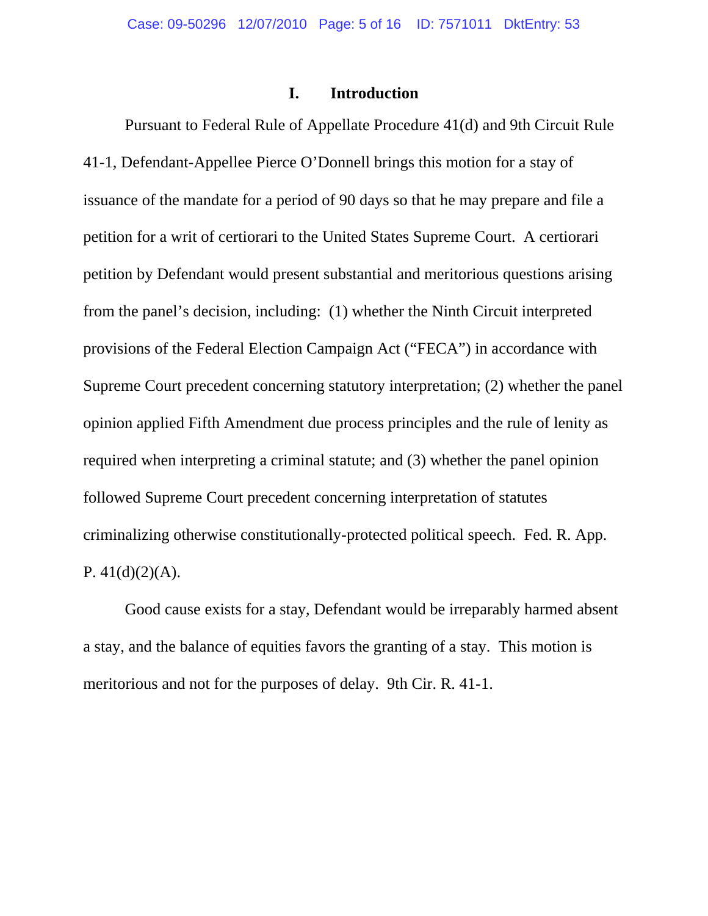## I. Introduction

Pursuant to Federal Rule of Appellate Procedure 41(d) and 9th Circuit Rule 41-1, Defendant-Appellee Pierce O'Donnell brings this motion for a stay of issuance of the mandate for a period of 90 days so that he may prepare and file a petition for a writ of certiorari to the United States Supreme Court. A certiorari petition by Defendant would present substantial and meritorious questions arising from the panel's decision, including: (1) whether the Ninth Circuit interpreted provisions of the Federal Election Campaign Act ("FECA") in accordance with Supreme Court precedent concerning statutory interpretation; (2) whether the panel opinion applied Fifth Amendment due process principles and the rule of lenity as required when interpreting a criminal statute; and (3) whether the panel opinion followed Supreme Court precedent concerning interpretation of statutes criminalizing otherwise constitutionally-protected political speech. Fed. R. App. P. 41(d)(2)(A).

Good cause exists for a stay, Defendant would be irreparably harmed absent a stay, and the balance of equities favors the granting of a stay. This motion is meritorious and not for the purposes of delay. 9th Cir. R. 41-1.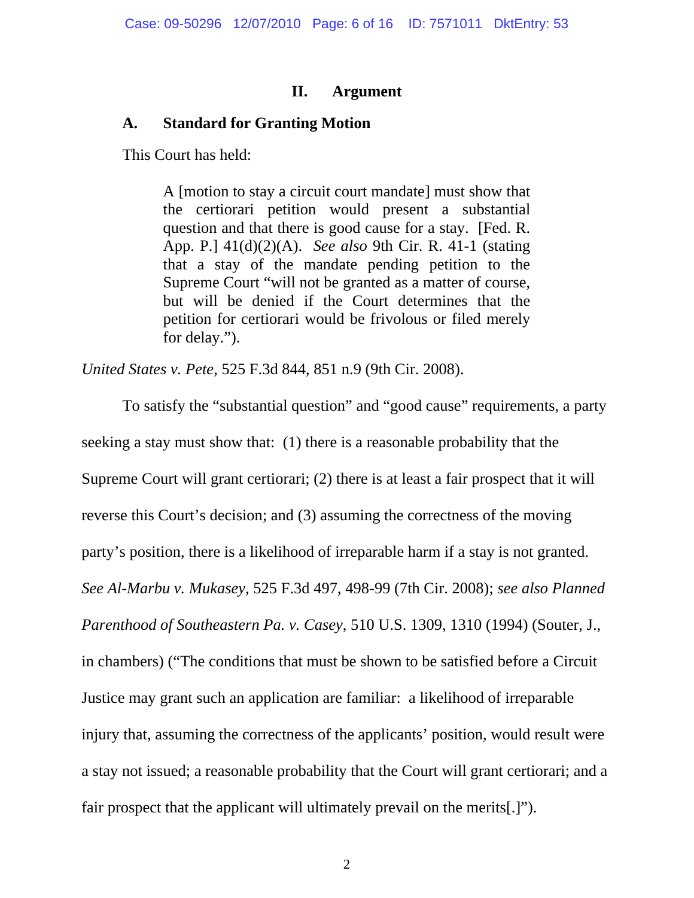## II. Argument

### A. Standard for Granting Motion

This Court has held:

> A [motion to stay a circuit court mandate] must show that the certiorari petition would present a substantial question and that there is good cause for a stay. [Fed. R. App. P.] 41(d)(2)(A). *See also* 9th Cir. R. 41-1 (stating that a stay of the mandate pending petition to the Supreme Court "will not be granted as a matter of course, but will be denied if the Court determines that the petition for certiorari would be frivolous or filed merely for delay.").

*United States v. Pete*, 525 F.3d 844, 851 n.9 (9th Cir. 2008).

To satisfy the "substantial question" and "good cause" requirements, a party seeking a stay must show that: (1) there is a reasonable probability that the Supreme Court will grant certiorari; (2) there is at least a fair prospect that it will reverse this Court's decision; and (3) assuming the correctness of the moving party's position, there is a likelihood of irreparable harm if a stay is not granted. *See Al-Marbu v. Mukasey*, 525 F.3d 497, 498-99 (7th Cir. 2008); *see also Planned Parenthood of Southeastern Pa. v. Casey*, 510 U.S. 1309, 1310 (1994) (Souter, J., in chambers) ("The conditions that must be shown to be satisfied before a Circuit Justice may grant such an application are familiar: a likelihood of irreparable injury that, assuming the correctness of the applicants' position, would result were a stay not issued; a reasonable probability that the Court will grant certiorari; and a fair prospect that the applicant will ultimately prevail on the merits[.]").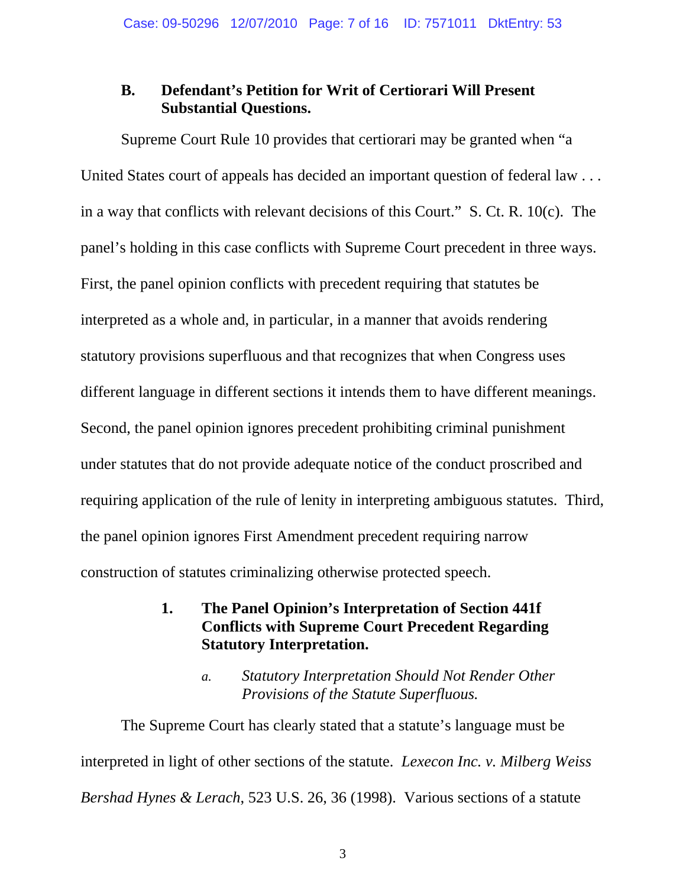### B. Defendant's Petition for Writ of Certiorari Will Present Substantial Questions.

Supreme Court Rule 10 provides that certiorari may be granted when "a United States court of appeals has decided an important question of federal law . . . in a way that conflicts with relevant decisions of this Court." S. Ct. R. 10(c). The panel's holding in this case conflicts with Supreme Court precedent in three ways. First, the panel opinion conflicts with precedent requiring that statutes be interpreted as a whole and, in particular, in a manner that avoids rendering statutory provisions superfluous and that recognizes that when Congress uses different language in different sections it intends them to have different meanings. Second, the panel opinion ignores precedent prohibiting criminal punishment under statutes that do not provide adequate notice of the conduct proscribed and requiring application of the rule of lenity in interpreting ambiguous statutes. Third, the panel opinion ignores First Amendment precedent requiring narrow construction of statutes criminalizing otherwise protected speech.

#### 1. The Panel Opinion's Interpretation of Section 441f Conflicts with Supreme Court Precedent Regarding Statutory Interpretation.

##### *a. Statutory Interpretation Should Not Render Other Provisions of the Statute Superfluous.*

The Supreme Court has clearly stated that a statute's language must be interpreted in light of other sections of the statute. *Lexecon Inc. v. Milberg Weiss Bershad Hynes & Lerach*, 523 U.S. 26, 36 (1998). Various sections of a statute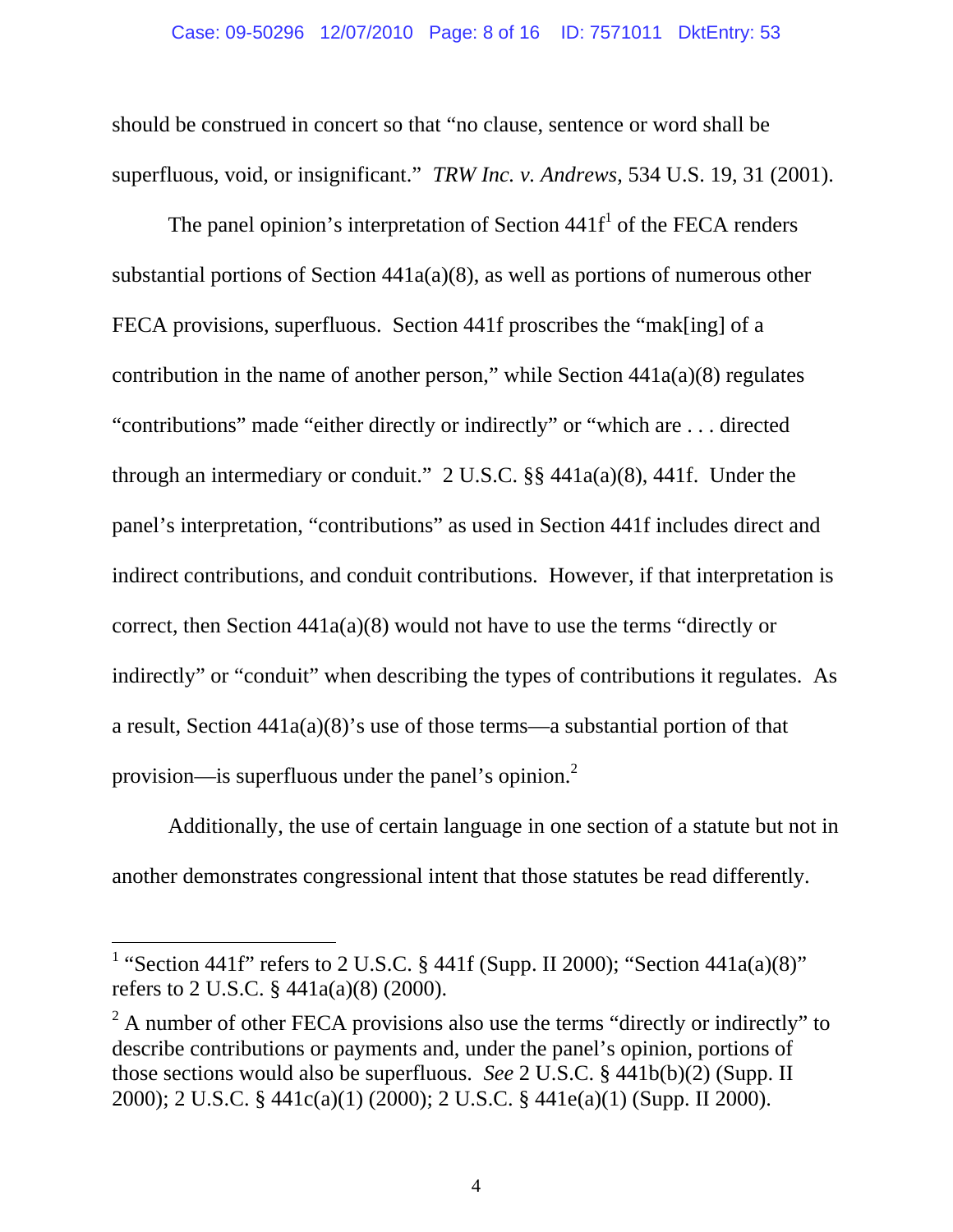should be construed in concert so that "no clause, sentence or word shall be superfluous, void, or insignificant." *TRW Inc. v. Andrews*, 534 U.S. 19, 31 (2001).

The panel opinion's interpretation of Section 441f[1] of the FECA renders substantial portions of Section 441a(a)(8), as well as portions of numerous other FECA provisions, superfluous. Section 441f proscribes the "mak[ing] of a contribution in the name of another person," while Section 441a(a)(8) regulates "contributions" made "either directly or indirectly" or "which are . . . directed through an intermediary or conduit." 2 U.S.C. §§ 441a(a)(8), 441f. Under the panel's interpretation, "contributions" as used in Section 441f includes direct and indirect contributions, and conduit contributions. However, if that interpretation is correct, then Section 441a(a)(8) would not have to use the terms "directly or indirectly" or "conduit" when describing the types of contributions it regulates. As a result, Section 441a(a)(8)'s use of those terms—a substantial portion of that provision—is superfluous under the panel's opinion.[2]

Additionally, the use of certain language in one section of a statute but not in another demonstrates congressional intent that those statutes be read differently.

---

[1] "Section 441f" refers to 2 U.S.C. § 441f (Supp. II 2000); "Section 441a(a)(8)" refers to 2 U.S.C. § 441a(a)(8) (2000).

[2] A number of other FECA provisions also use the terms "directly or indirectly" to describe contributions or payments and, under the panel's opinion, portions of those sections would also be superfluous. *See* 2 U.S.C. § 441b(b)(2) (Supp. II 2000); 2 U.S.C. § 441c(a)(1) (2000); 2 U.S.C. § 441e(a)(1) (Supp. II 2000).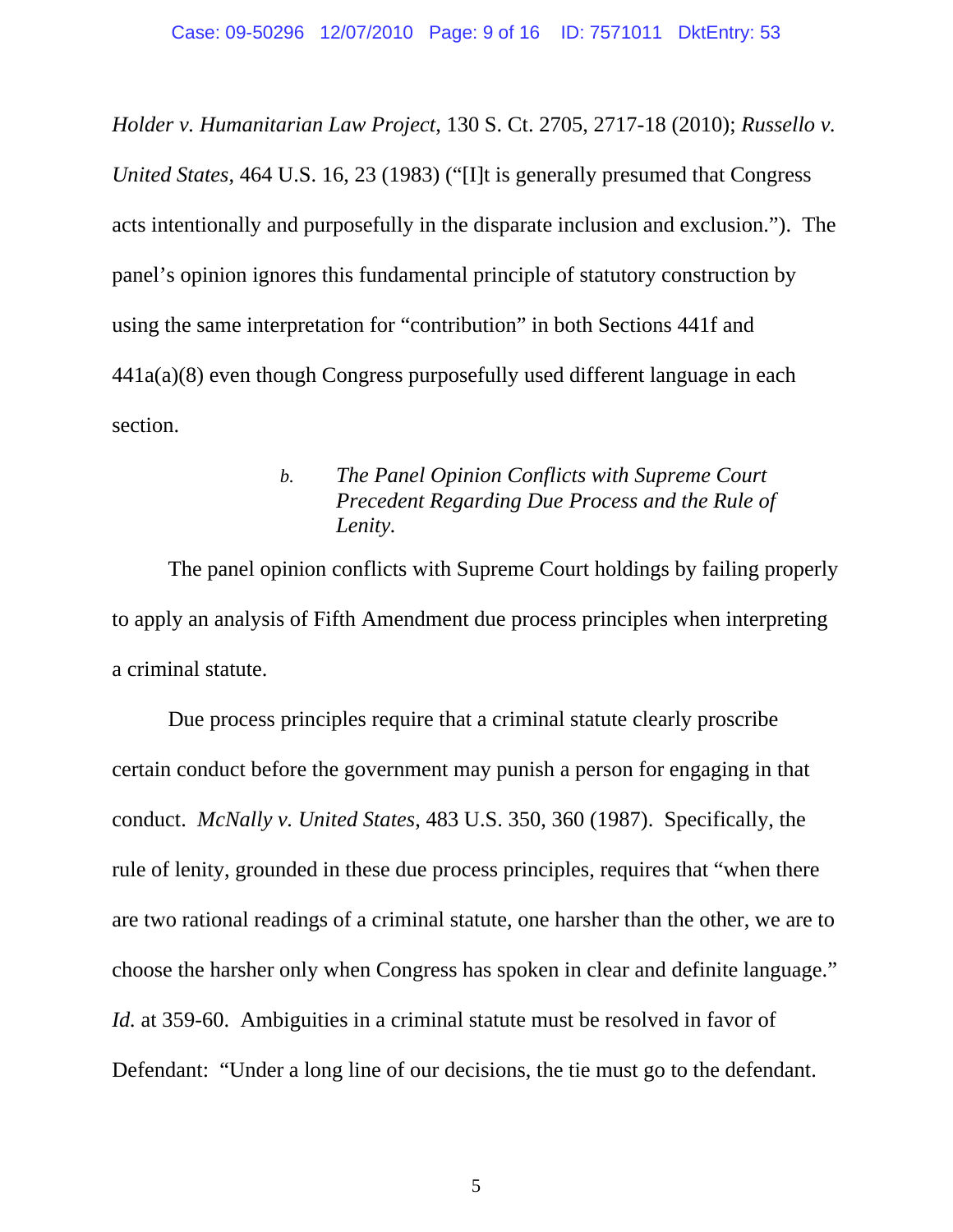*Holder v. Humanitarian Law Project*, 130 S. Ct. 2705, 2717-18 (2010); *Russello v. United States*, 464 U.S. 16, 23 (1983) ("[I]t is generally presumed that Congress acts intentionally and purposefully in the disparate inclusion and exclusion."). The panel's opinion ignores this fundamental principle of statutory construction by using the same interpretation for "contribution" in both Sections 441f and 441a(a)(8) even though Congress purposefully used different language in each section.

*b. The Panel Opinion Conflicts with Supreme Court Precedent Regarding Due Process and the Rule of Lenity.*

The panel opinion conflicts with Supreme Court holdings by failing properly to apply an analysis of Fifth Amendment due process principles when interpreting a criminal statute.

Due process principles require that a criminal statute clearly proscribe certain conduct before the government may punish a person for engaging in that conduct. *McNally v. United States*, 483 U.S. 350, 360 (1987). Specifically, the rule of lenity, grounded in these due process principles, requires that "when there are two rational readings of a criminal statute, one harsher than the other, we are to choose the harsher only when Congress has spoken in clear and definite language." *Id.* at 359-60. Ambiguities in a criminal statute must be resolved in favor of Defendant: "Under a long line of our decisions, the tie must go to the defendant.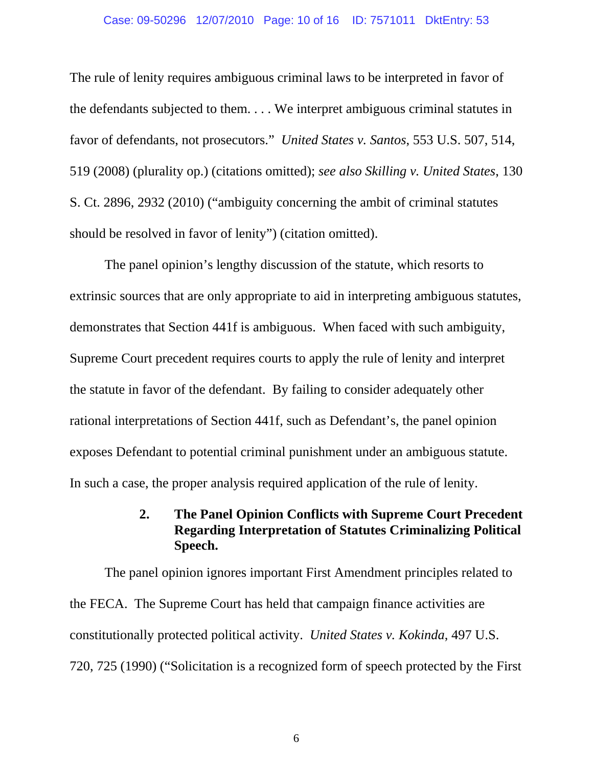The rule of lenity requires ambiguous criminal laws to be interpreted in favor of the defendants subjected to them. . . . We interpret ambiguous criminal statutes in favor of defendants, not prosecutors." *United States v. Santos*, 553 U.S. 507, 514, 519 (2008) (plurality op.) (citations omitted); *see also Skilling v. United States*, 130 S. Ct. 2896, 2932 (2010) ("ambiguity concerning the ambit of criminal statutes should be resolved in favor of lenity") (citation omitted).

The panel opinion's lengthy discussion of the statute, which resorts to extrinsic sources that are only appropriate to aid in interpreting ambiguous statutes, demonstrates that Section 441f is ambiguous. When faced with such ambiguity, Supreme Court precedent requires courts to apply the rule of lenity and interpret the statute in favor of the defendant. By failing to consider adequately other rational interpretations of Section 441f, such as Defendant's, the panel opinion exposes Defendant to potential criminal punishment under an ambiguous statute. In such a case, the proper analysis required application of the rule of lenity.

### 2. The Panel Opinion Conflicts with Supreme Court Precedent Regarding Interpretation of Statutes Criminalizing Political Speech.

The panel opinion ignores important First Amendment principles related to the FECA. The Supreme Court has held that campaign finance activities are constitutionally protected political activity. *United States v. Kokinda*, 497 U.S. 720, 725 (1990) ("Solicitation is a recognized form of speech protected by the First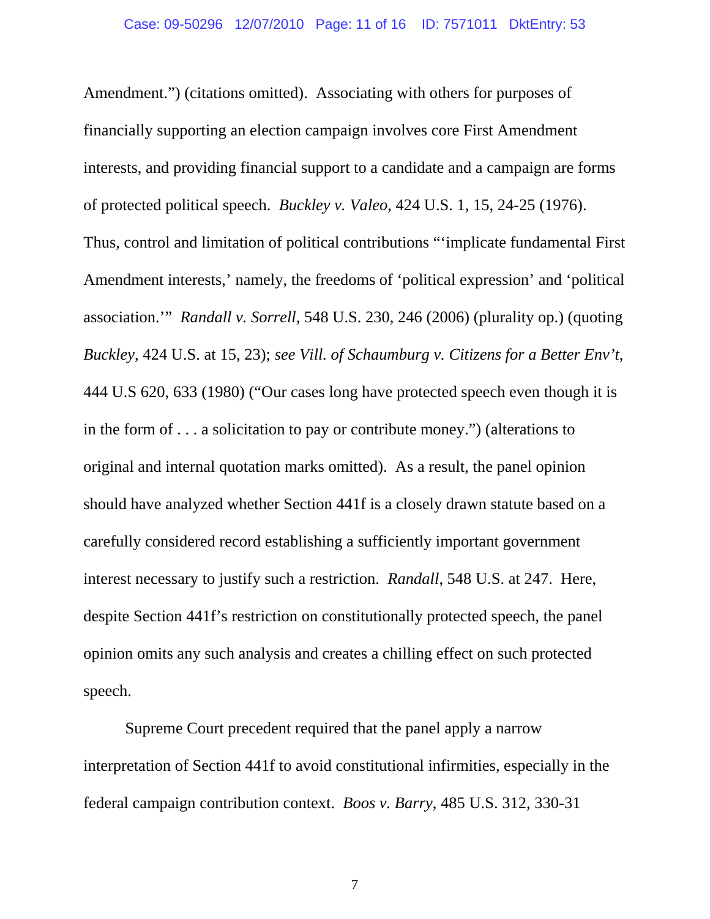Amendment.") (citations omitted). Associating with others for purposes of financially supporting an election campaign involves core First Amendment interests, and providing financial support to a candidate and a campaign are forms of protected political speech. *Buckley v. Valeo*, 424 U.S. 1, 15, 24-25 (1976). Thus, control and limitation of political contributions "'implicate fundamental First Amendment interests,' namely, the freedoms of 'political expression' and 'political association.'" *Randall v. Sorrell*, 548 U.S. 230, 246 (2006) (plurality op.) (quoting *Buckley*, 424 U.S. at 15, 23); *see Vill. of Schaumburg v. Citizens for a Better Env't*, 444 U.S 620, 633 (1980) ("Our cases long have protected speech even though it is in the form of . . . a solicitation to pay or contribute money.") (alterations to original and internal quotation marks omitted). As a result, the panel opinion should have analyzed whether Section 441f is a closely drawn statute based on a carefully considered record establishing a sufficiently important government interest necessary to justify such a restriction. *Randall*, 548 U.S. at 247. Here, despite Section 441f's restriction on constitutionally protected speech, the panel opinion omits any such analysis and creates a chilling effect on such protected speech.

Supreme Court precedent required that the panel apply a narrow interpretation of Section 441f to avoid constitutional infirmities, especially in the federal campaign contribution context. *Boos v. Barry*, 485 U.S. 312, 330-31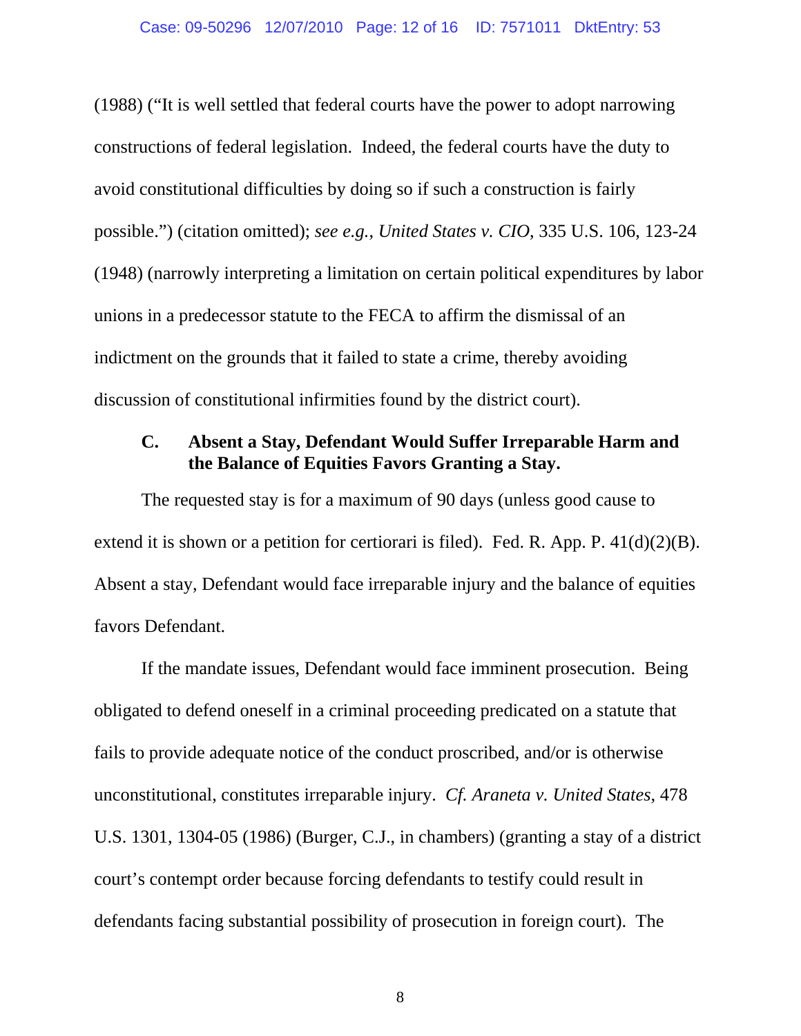(1988) ("It is well settled that federal courts have the power to adopt narrowing constructions of federal legislation. Indeed, the federal courts have the duty to avoid constitutional difficulties by doing so if such a construction is fairly possible.") (citation omitted); *see e.g.*, *United States v. CIO*, 335 U.S. 106, 123-24 (1948) (narrowly interpreting a limitation on certain political expenditures by labor unions in a predecessor statute to the FECA to affirm the dismissal of an indictment on the grounds that it failed to state a crime, thereby avoiding discussion of constitutional infirmities found by the district court).

### C. Absent a Stay, Defendant Would Suffer Irreparable Harm and the Balance of Equities Favors Granting a Stay.

The requested stay is for a maximum of 90 days (unless good cause to extend it is shown or a petition for certiorari is filed). Fed. R. App. P. 41(d)(2)(B). Absent a stay, Defendant would face irreparable injury and the balance of equities favors Defendant.

If the mandate issues, Defendant would face imminent prosecution. Being obligated to defend oneself in a criminal proceeding predicated on a statute that fails to provide adequate notice of the conduct proscribed, and/or is otherwise unconstitutional, constitutes irreparable injury. *Cf. Araneta v. United States*, 478 U.S. 1301, 1304-05 (1986) (Burger, C.J., in chambers) (granting a stay of a district court's contempt order because forcing defendants to testify could result in defendants facing substantial possibility of prosecution in foreign court). The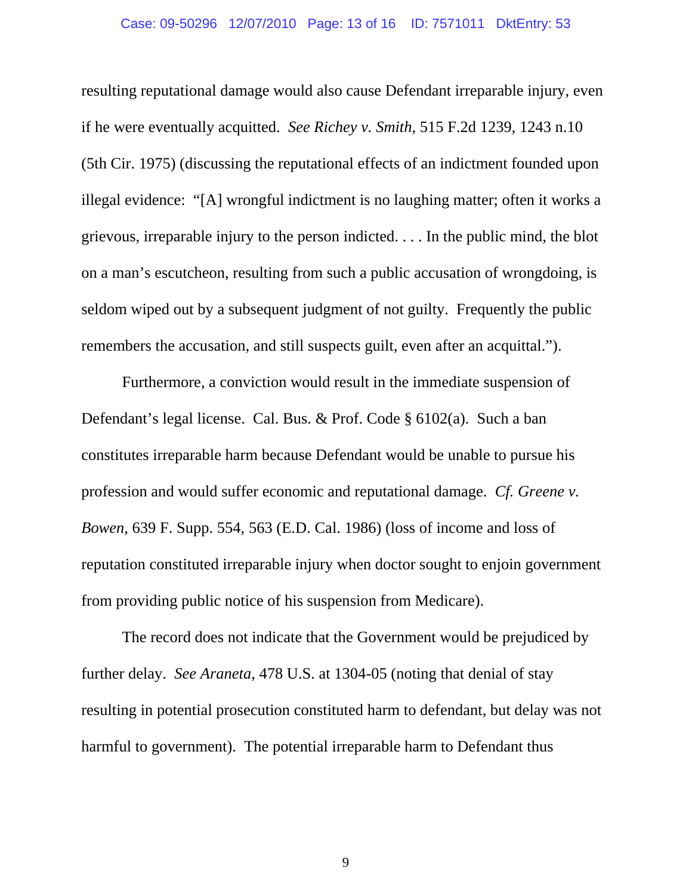resulting reputational damage would also cause Defendant irreparable injury, even if he were eventually acquitted. *See Richey v. Smith*, 515 F.2d 1239, 1243 n.10 (5th Cir. 1975) (discussing the reputational effects of an indictment founded upon illegal evidence: "[A] wrongful indictment is no laughing matter; often it works a grievous, irreparable injury to the person indicted. . . . In the public mind, the blot on a man's escutcheon, resulting from such a public accusation of wrongdoing, is seldom wiped out by a subsequent judgment of not guilty. Frequently the public remembers the accusation, and still suspects guilt, even after an acquittal.").

Furthermore, a conviction would result in the immediate suspension of Defendant's legal license. Cal. Bus. & Prof. Code § 6102(a). Such a ban constitutes irreparable harm because Defendant would be unable to pursue his profession and would suffer economic and reputational damage. *Cf. Greene v. Bowen*, 639 F. Supp. 554, 563 (E.D. Cal. 1986) (loss of income and loss of reputation constituted irreparable injury when doctor sought to enjoin government from providing public notice of his suspension from Medicare).

The record does not indicate that the Government would be prejudiced by further delay. *See Araneta*, 478 U.S. at 1304-05 (noting that denial of stay resulting in potential prosecution constituted harm to defendant, but delay was not harmful to government). The potential irreparable harm to Defendant thus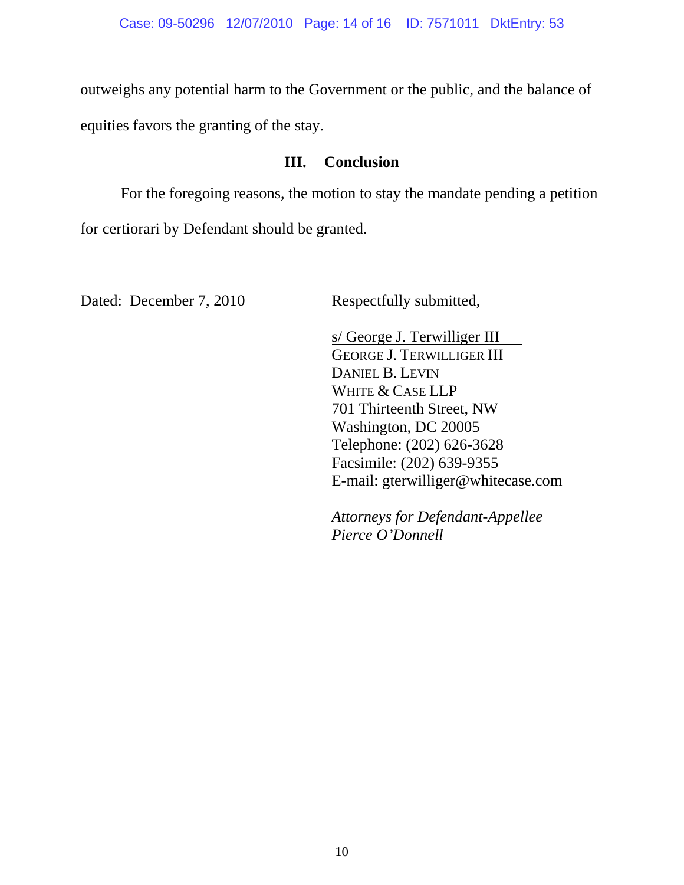outweighs any potential harm to the Government or the public, and the balance of equities favors the granting of the stay.

### III. Conclusion

For the foregoing reasons, the motion to stay the mandate pending a petition for certiorari by Defendant should be granted.

Dated: December 7, 2010

Respectfully submitted,

s/ George J. Terwilliger III
GEORGE J. TERWILLIGER III
DANIEL B. LEVIN
WHITE & CASE LLP
701 Thirteenth Street, NW
Washington, DC 20005
Telephone: (202) 626-3628
Facsimile: (202) 639-9355
E-mail: gterwilliger@whitecase.com

*Attorneys for Defendant-Appellee Pierce O'Donnell*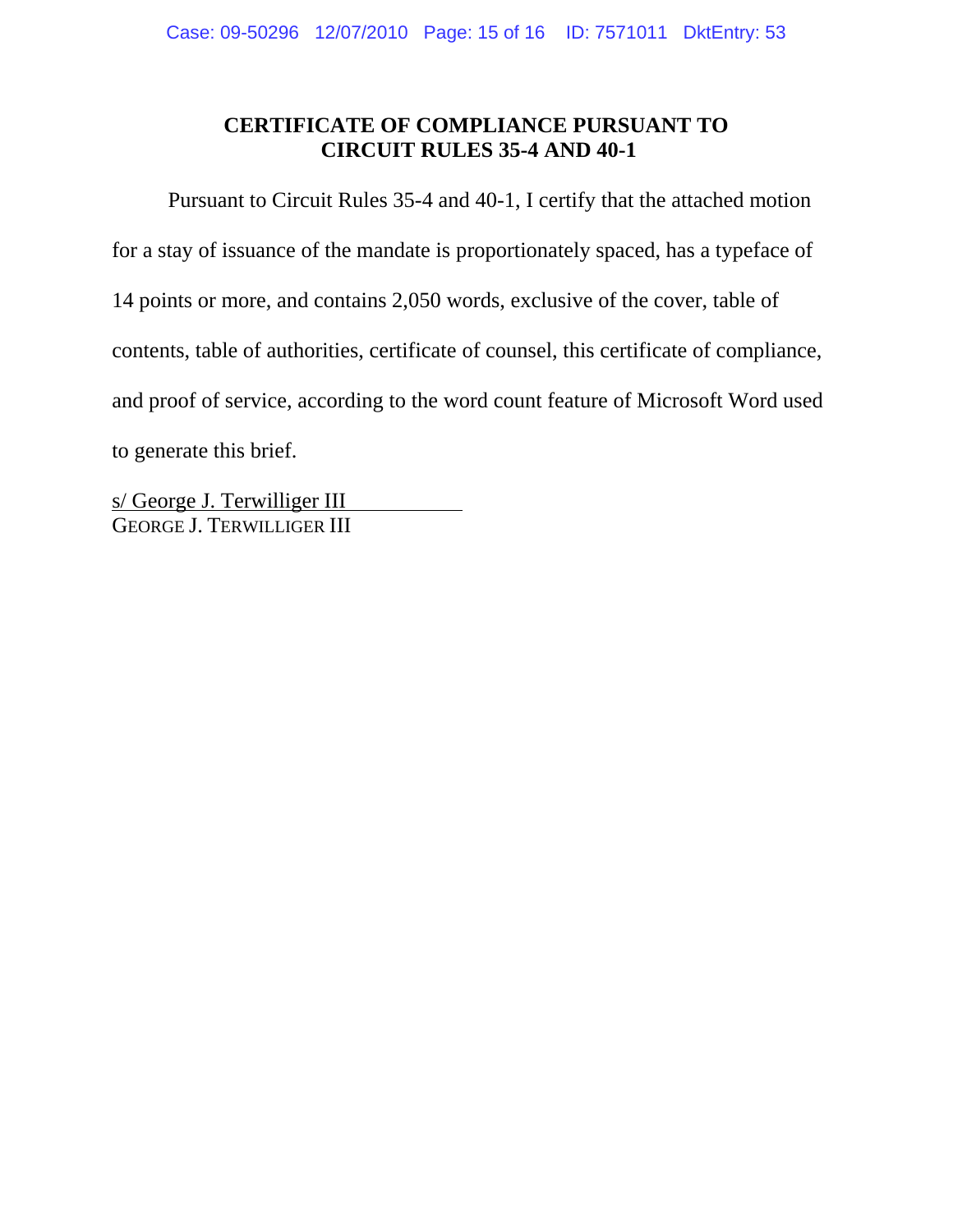## CERTIFICATE OF COMPLIANCE PURSUANT TO CIRCUIT RULES 35-4 AND 40-1

Pursuant to Circuit Rules 35-4 and 40-1, I certify that the attached motion for a stay of issuance of the mandate is proportionately spaced, has a typeface of 14 points or more, and contains 2,050 words, exclusive of the cover, table of contents, table of authorities, certificate of counsel, this certificate of compliance, and proof of service, according to the word count feature of Microsoft Word used to generate this brief.

s/ George J. Terwilliger III
GEORGE J. TERWILLIGER III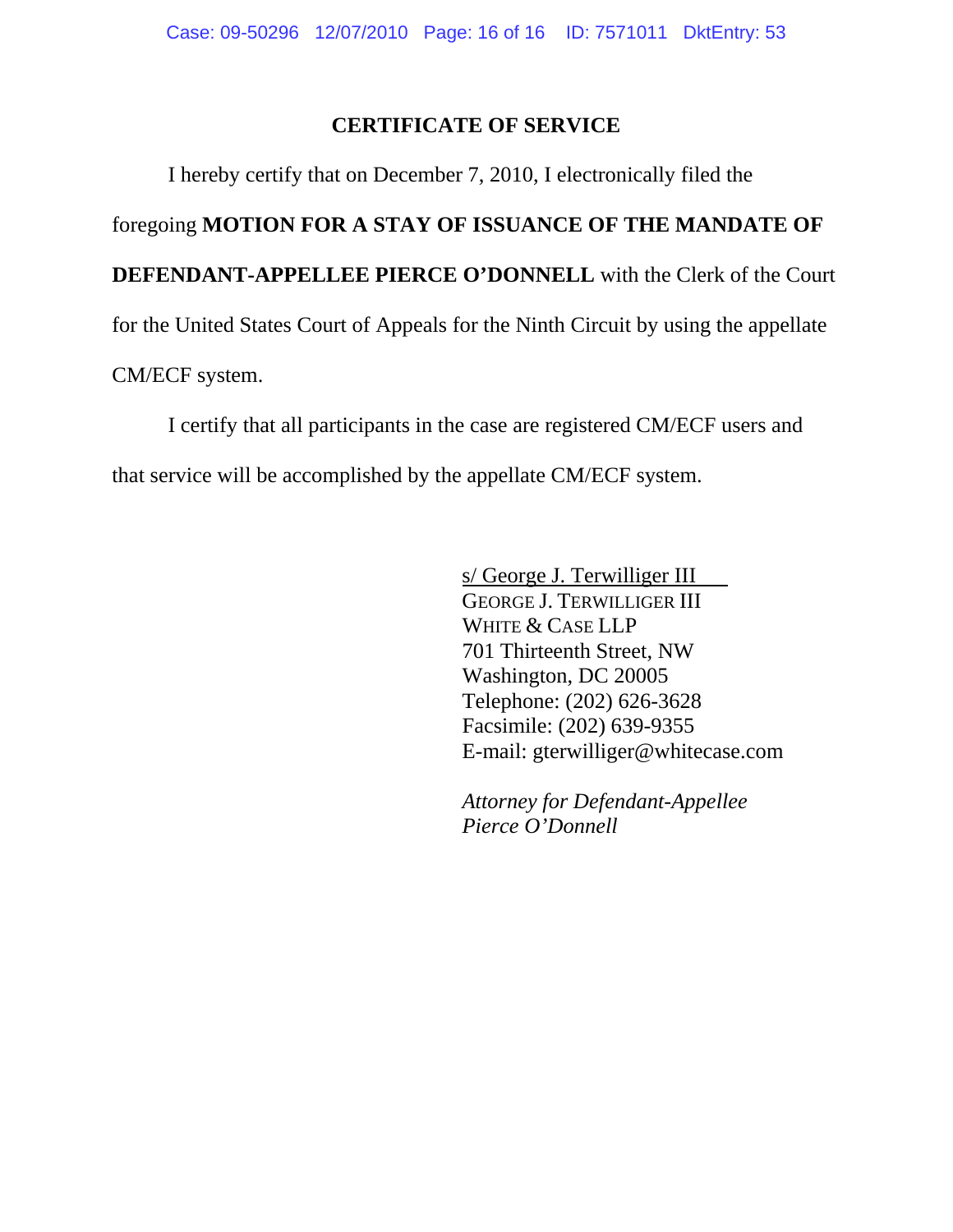## CERTIFICATE OF SERVICE

I hereby certify that on December 7, 2010, I electronically filed the foregoing **MOTION FOR A STAY OF ISSUANCE OF THE MANDATE OF DEFENDANT-APPELLEE PIERCE O'DONNELL** with the Clerk of the Court for the United States Court of Appeals for the Ninth Circuit by using the appellate CM/ECF system.

I certify that all participants in the case are registered CM/ECF users and that service will be accomplished by the appellate CM/ECF system.

s/ George J. Terwilliger III
GEORGE J. TERWILLIGER III
WHITE & CASE LLP
701 Thirteenth Street, NW
Washington, DC 20005
Telephone: (202) 626-3628
Facsimile: (202) 639-9355
E-mail: gterwilliger@whitecase.com

*Attorney for Defendant-Appellee*
*Pierce O'Donnell*